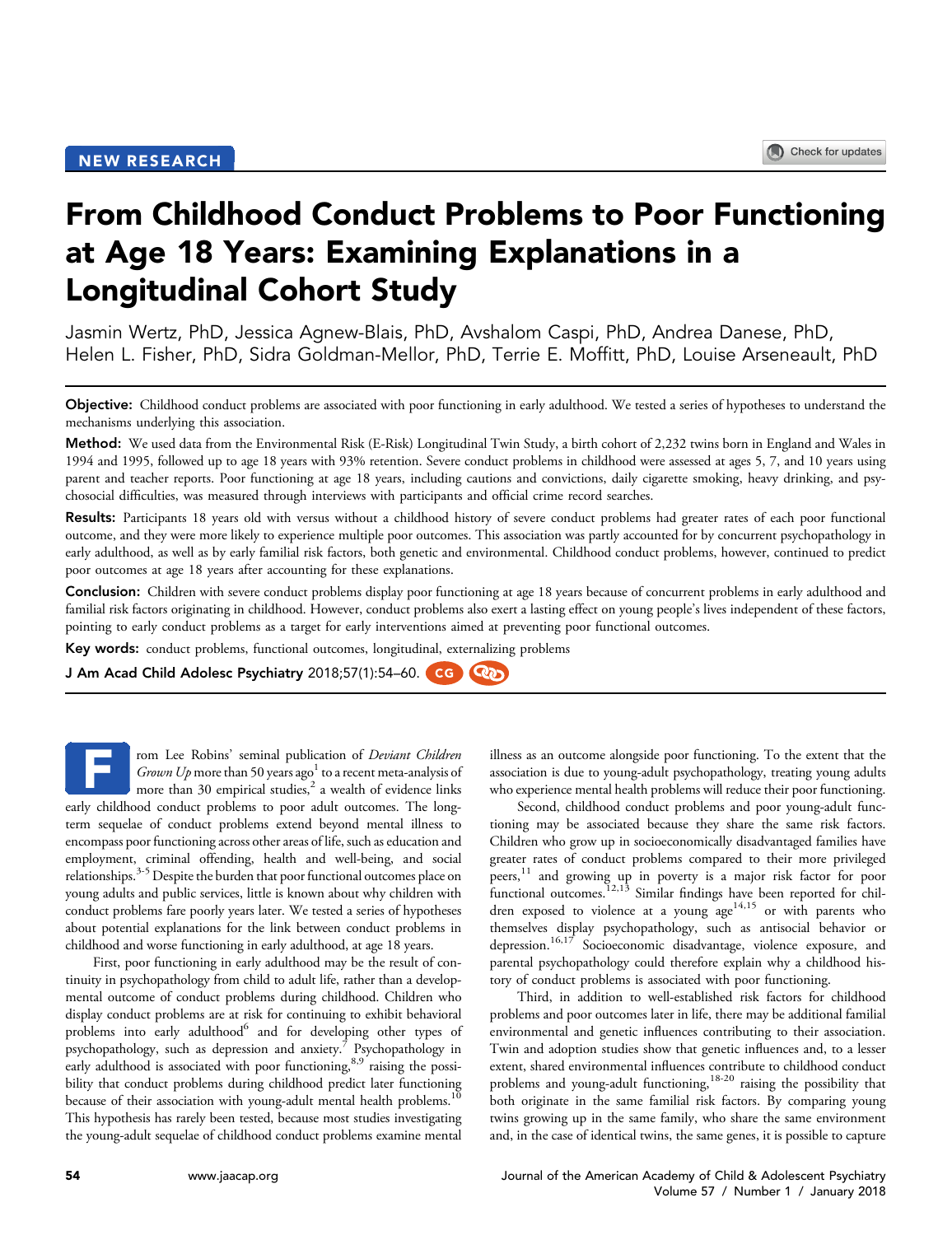NEW RESEARCH

# From Childhood Conduct Problems to Poor Functioning at Age 18 Years: Examining Explanations in a Longitudinal Cohort Study

Jasmin Wertz, PhD, Jessica Agnew-Blais, PhD, Avshalom Caspi, PhD, Andrea Danese, PhD, Helen L. Fisher, PhD, Sidra Goldman-Mellor, PhD, Terrie E. Moffitt, PhD, Louise Arseneault, PhD

**Objective:** Childhood conduct problems are associated with poor functioning in early adulthood. We tested a series of hypotheses to understand the mechanisms underlying this association.

**Method:** We used data from the Environmental Risk (E-Risk) Longitudinal Twin Study, a birth cohort of 2,232 twins born in England and Wales in 1994 and 1995, followed up to age 18 years with 93% retention. Severe conduct problems in childhood were assessed at ages 5, 7, and 10 years using parent and teacher reports. Poor functioning at age 18 years, including cautions and convictions, daily cigarette smoking, heavy drinking, and psychosocial difficulties, was measured through interviews with participants and official crime record searches.

**Results:** Participants 18 years old with versus without a childhood history of severe conduct problems had greater rates of each poor functional outcome, and they were more likely to experience multiple poor outcomes. This association was partly accounted for by concurrent psychopathology in early adulthood, as well as by early familial risk factors, both genetic and environmental. Childhood conduct problems, however, continued to predict poor outcomes at age 18 years after accounting for these explanations.

**Conclusion:** Children with severe conduct problems display poor functioning at age 18 years because of concurrent problems in early adulthood and familial risk factors originating in childhood. However, conduct problems also exert a lasting effect on young people's lives independent of these factors, pointing to early conduct problems as a target for early interventions aimed at preventing poor functional outcomes.

**Key words:** conduct problems, functional outcomes, longitudinal, externalizing problems

**J Am Acad Child Adolesc Psychiatry 2018;57(1):54–60.**

From Lee Robins' seminal publication of *Deviant Children Grown Up* more than 50 years ago[1] to a recent meta-analysis of more than 30 empirical studies,[2] a wealth of evidence links early childhood conduct problems to poor adult outcomes. The long-term sequelae of conduct problems extend beyond mental illness to encompass poor functioning across other areas of life, such as education and employment, criminal offending, health and well-being, and social relationships.[3-5] Despite the burden that poor functional outcomes place on young adults and public services, little is known about why children with conduct problems fare poorly years later. We tested a series of hypotheses about potential explanations for the link between conduct problems in childhood and worse functioning in early adulthood, at age 18 years.

First, poor functioning in early adulthood may be the result of continuity in psychopathology from child to adult life, rather than a developmental outcome of conduct problems during childhood. Children who display conduct problems are at risk for continuing to exhibit behavioral problems into early adulthood[6] and for developing other types of psychopathology, such as depression and anxiety.[7] Psychopathology in early adulthood is associated with poor functioning,[8,9] raising the possibility that conduct problems during childhood predict later functioning because of their association with young-adult mental health problems.[10] This hypothesis has rarely been tested, because most studies investigating the young-adult sequelae of childhood conduct problems examine mental illness as an outcome alongside poor functioning. To the extent that the association is due to young-adult psychopathology, treating young adults who experience mental health problems will reduce their poor functioning.

Second, childhood conduct problems and poor young-adult functioning may be associated because they share the same risk factors. Children who grow up in socioeconomically disadvantaged families have greater rates of conduct problems compared to their more privileged peers,[11] and growing up in poverty is a major risk factor for poor functional outcomes.[12,13] Similar findings have been reported for children exposed to violence at a young age[14,15] or with parents who themselves display psychopathology, such as antisocial behavior or depression.[16,17] Socioeconomic disadvantage, violence exposure, and parental psychopathology could therefore explain why a childhood history of conduct problems is associated with poor functioning.

Third, in addition to well-established risk factors for childhood problems and poor outcomes later in life, there may be additional familial environmental and genetic influences contributing to their association. Twin and adoption studies show that genetic influences and, to a lesser extent, shared environmental influences contribute to childhood conduct problems and young-adult functioning,[18-20] raising the possibility that both originate in the same familial risk factors. By comparing young twins growing up in the same family, who share the same environment and, in the case of identical twins, the same genes, it is possible to capture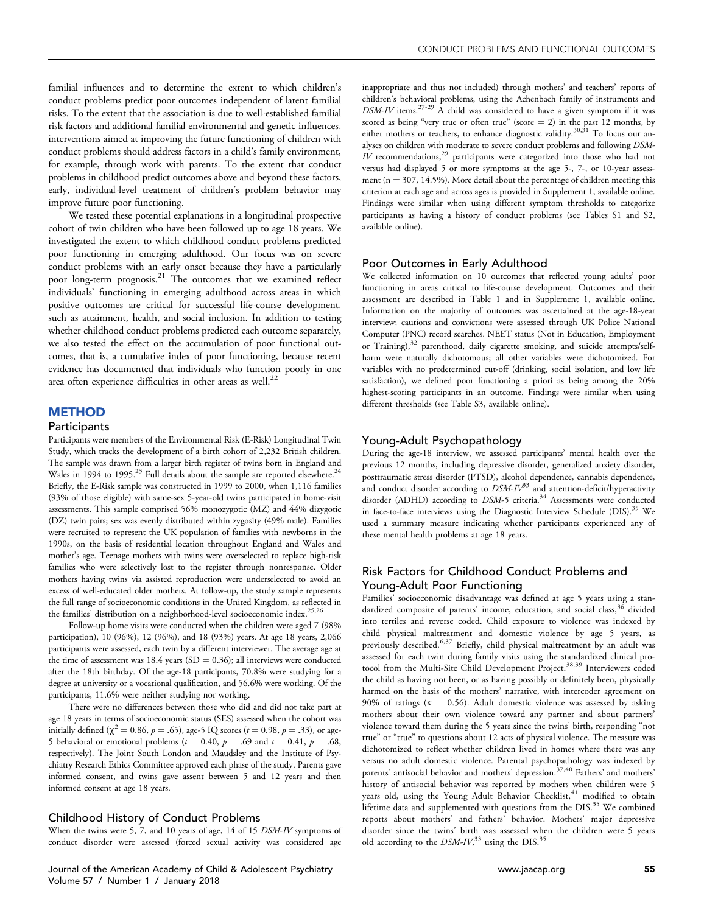familial influences and to determine the extent to which children's conduct problems predict poor outcomes independent of latent familial risks. To the extent that the association is due to well-established familial risk factors and additional familial environmental and genetic influences, interventions aimed at improving the future functioning of children with conduct problems should address factors in a child's family environment, for example, through work with parents. To the extent that conduct problems in childhood predict outcomes above and beyond these factors, early, individual-level treatment of children's problem behavior may improve future poor functioning.

We tested these potential explanations in a longitudinal prospective cohort of twin children who have been followed up to age 18 years. We investigated the extent to which childhood conduct problems predicted poor functioning in emerging adulthood. Our focus was on severe conduct problems with an early onset because they have a particularly poor long-term prognosis.[21] The outcomes that we examined reflect individuals' functioning in emerging adulthood across areas in which positive outcomes are critical for successful life-course development, such as attainment, health, and social inclusion. In addition to testing whether childhood conduct problems predicted each outcome separately, we also tested the effect on the accumulation of poor functional outcomes, that is, a cumulative index of poor functioning, because recent evidence has documented that individuals who function poorly in one area often experience difficulties in other areas as well.[22]

## METHOD

### Participants

Participants were members of the Environmental Risk (E-Risk) Longitudinal Twin Study, which tracks the development of a birth cohort of 2,232 British children. The sample was drawn from a larger birth register of twins born in England and Wales in 1994 to 1995.[23] Full details about the sample are reported elsewhere.[24] Briefly, the E-Risk sample was constructed in 1999 to 2000, when 1,116 families (93% of those eligible) with same-sex 5-year-old twins participated in home-visit assessments. This sample comprised 56% monozygotic (MZ) and 44% dizygotic (DZ) twin pairs; sex was evenly distributed within zygosity (49% male). Families were recruited to represent the UK population of families with newborns in the 1990s, on the basis of residential location throughout England and Wales and mother's age. Teenage mothers with twins were overselected to replace high-risk families who were selectively lost to the register through nonresponse. Older mothers having twins via assisted reproduction were underselected to avoid an excess of well-educated older mothers. At follow-up, the study sample represents the full range of socioeconomic conditions in the United Kingdom, as reflected in the families' distribution on a neighborhood-level socioeconomic index.[25,26]

Follow-up home visits were conducted when the children were aged 7 (98% participation), 10 (96%), 12 (96%), and 18 (93%) years. At age 18 years, 2,066 participants were assessed, each twin by a different interviewer. The average age at the time of assessment was 18.4 years (SD = 0.36); all interviews were conducted after the 18th birthday. Of the age-18 participants, 70.8% were studying for a degree at university or a vocational qualification, and 56.6% were working. Of the participants, 11.6% were neither studying nor working.

There were no differences between those who did and did not take part at age 18 years in terms of socioeconomic status (SES) assessed when the cohort was initially defined ($\chi^2 = 0.86$, $p = .65$), age-5 IQ scores ($t = 0.98$, $p = .33$), or age-5 behavioral or emotional problems ($t = 0.40$, $p = .69$ and $t = 0.41$, $p = .68$, respectively). The Joint South London and Maudsley and the Institute of Psychiatry Research Ethics Committee approved each phase of the study. Parents gave informed consent, and twins gave assent between 5 and 12 years and then informed consent at age 18 years.

### Childhood History of Conduct Problems

When the twins were 5, 7, and 10 years of age, 14 of 15 *DSM-IV* symptoms of conduct disorder were assessed (forced sexual activity was considered age inappropriate and thus not included) through mothers' and teachers' reports of children's behavioral problems, using the Achenbach family of instruments and *DSM-IV* items.[27-29] A child was considered to have a given symptom if it was scored as being "very true or often true" (score = 2) in the past 12 months, by either mothers or teachers, to enhance diagnostic validity.[30,31] To focus our analyses on children with moderate to severe conduct problems and following *DSM-IV* recommendations,[29] participants were categorized into those who had not versus had displayed 5 or more symptoms at the age 5-, 7-, or 10-year assessment (n = 307, 14.5%). More detail about the percentage of children meeting this criterion at each age and across ages is provided in Supplement 1, available online. Findings were similar when using different symptom thresholds to categorize participants as having a history of conduct problems (see Tables S1 and S2, available online).

### Poor Outcomes in Early Adulthood

We collected information on 10 outcomes that reflected young adults' poor functioning in areas critical to life-course development. Outcomes and their assessment are described in Table 1 and in Supplement 1, available online. Information on the majority of outcomes was ascertained at the age-18-year interview; cautions and convictions were assessed through UK Police National Computer (PNC) record searches. NEET status (Not in Education, Employment or Training),[32] parenthood, daily cigarette smoking, and suicide attempts/self-harm were naturally dichotomous; all other variables were dichotomized. For variables with no predetermined cut-off (drinking, social isolation, and low life satisfaction), we defined poor functioning a priori as being among the 20% highest-scoring participants in an outcome. Findings were similar when using different thresholds (see Table S3, available online).

### Young-Adult Psychopathology

During the age-18 interview, we assessed participants' mental health over the previous 12 months, including depressive disorder, generalized anxiety disorder, posttraumatic stress disorder (PTSD), alcohol dependence, cannabis dependence, and conduct disorder according to *DSM-IV*[33] and attention-deficit/hyperactivity disorder (ADHD) according to *DSM-5* criteria.[34] Assessments were conducted in face-to-face interviews using the Diagnostic Interview Schedule (DIS).[35] We used a summary measure indicating whether participants experienced any of these mental health problems at age 18 years.

### Risk Factors for Childhood Conduct Problems and Young-Adult Poor Functioning

Families' socioeconomic disadvantage was defined at age 5 years using a standardized composite of parents' income, education, and social class,[36] divided into tertiles and reverse coded. Child exposure to violence was indexed by child physical maltreatment and domestic violence by age 5 years, as previously described.[6,37] Briefly, child physical maltreatment by an adult was assessed for each twin during family visits using the standardized clinical protocol from the Multi-Site Child Development Project.[38,39] Interviewers coded the child as having not been, or as having possibly or definitely been, physically harmed on the basis of the mothers' narrative, with intercoder agreement on 90% of ratings ($\kappa = 0.56$). Adult domestic violence was assessed by asking mothers about their own violence toward any partner and about partners' violence toward them during the 5 years since the twins' birth, responding "not true" or "true" to questions about 12 acts of physical violence. The measure was dichotomized to reflect whether children lived in homes where there was any versus no adult domestic violence. Parental psychopathology was indexed by parents' antisocial behavior and mothers' depression.[37,40] Fathers' and mothers' history of antisocial behavior was reported by mothers when children were 5 years old, using the Young Adult Behavior Checklist,[41] modified to obtain lifetime data and supplemented with questions from the DIS.[35] We combined reports about mothers' and fathers' behavior. Mothers' major depressive disorder since the twins' birth was assessed when the children were 5 years old according to the *DSM-IV*,[33] using the DIS.[35]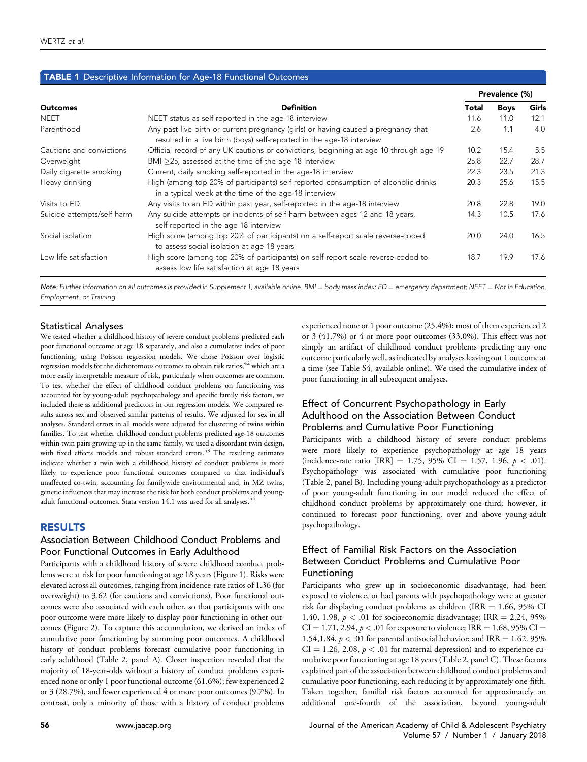**TABLE 1** Descriptive Information for Age-18 Functional Outcomes

| Outcomes | Definition | Prevalence (%) | | |
|---|---|---|---|---|
| | | Total | Boys | Girls |
| NEET | NEET status as self-reported in the age-18 interview | 11.6 | 11.0 | 12.1 |
| Parenthood | Any past live birth or current pregnancy (girls) or having caused a pregnancy that resulted in a live birth (boys) self-reported in the age-18 interview | 2.6 | 1.1 | 4.0 |
| Cautions and convictions | Official record of any UK cautions or convictions, beginning at age 10 through age 19 | 10.2 | 15.4 | 5.5 |
| Overweight | BMI ≥25, assessed at the time of the age-18 interview | 25.8 | 22.7 | 28.7 |
| Daily cigarette smoking | Current, daily smoking self-reported in the age-18 interview | 22.3 | 23.5 | 21.3 |
| Heavy drinking | High (among top 20% of participants) self-reported consumption of alcoholic drinks in a typical week at the time of the age-18 interview | 20.3 | 25.6 | 15.5 |
| Visits to ED | Any visits to an ED within past year, self-reported in the age-18 interview | 20.8 | 22.8 | 19.0 |
| Suicide attempts/self-harm | Any suicide attempts or incidents of self-harm between ages 12 and 18 years, self-reported in the age-18 interview | 14.3 | 10.5 | 17.6 |
| Social isolation | High score (among top 20% of participants) on a self-report scale reverse-coded to assess social isolation at age 18 years | 20.0 | 24.0 | 16.5 |
| Low life satisfaction | High score (among top 20% of participants) on self-report scale reverse-coded to assess low life satisfaction at age 18 years | 18.7 | 19.9 | 17.6 |

*Note: Further information on all outcomes is provided in Supplement 1, available online. BMI = body mass index; ED = emergency department; NEET = Not in Education, Employment, or Training.*

### Statistical Analyses

We tested whether a childhood history of severe conduct problems predicted each poor functional outcome at age 18 separately, and also a cumulative index of poor functioning, using Poisson regression models. We chose Poisson over logistic regression models for the dichotomous outcomes to obtain risk ratios,[42] which are a more easily interpretable measure of risk, particularly when outcomes are common. To test whether the effect of childhood conduct problems on functioning was accounted for by young-adult psychopathology and specific family risk factors, we included these as additional predictors in our regression models. We compared results across sex and observed similar patterns of results. We adjusted for sex in all analyses. Standard errors in all models were adjusted for clustering of twins within families. To test whether childhood conduct problems predicted age-18 outcomes within twin pairs growing up in the same family, we used a discordant twin design, with fixed effects models and robust standard errors.[43] The resulting estimates indicate whether a twin with a childhood history of conduct problems is more likely to experience poor functional outcomes compared to that individual's unaffected co-twin, accounting for familywide environmental and, in MZ twins, genetic influences that may increase the risk for both conduct problems and young-adult functional outcomes. Stata version 14.1 was used for all analyses.[44]

## RESULTS

### Association Between Childhood Conduct Problems and Poor Functional Outcomes in Early Adulthood

Participants with a childhood history of severe childhood conduct problems were at risk for poor functioning at age 18 years (Figure 1). Risks were elevated across all outcomes, ranging from incidence-rate ratios of 1.36 (for overweight) to 3.62 (for cautions and convictions). Poor functional outcomes were also associated with each other, so that participants with one poor outcome were more likely to display poor functioning in other outcomes (Figure 2). To capture this accumulation, we derived an index of cumulative poor functioning by summing poor outcomes. A childhood history of conduct problems forecast cumulative poor functioning in early adulthood (Table 2, panel A). Closer inspection revealed that the majority of 18-year-olds without a history of conduct problems experienced none or only 1 poor functional outcome (61.6%); few experienced 2 or 3 (28.7%), and fewer experienced 4 or more poor outcomes (9.7%). In contrast, only a minority of those with a history of conduct problems experienced none or 1 poor outcome (25.4%); most of them experienced 2 or 3 (41.7%) or 4 or more poor outcomes (33.0%). This effect was not simply an artifact of childhood conduct problems predicting any one outcome particularly well, as indicated by analyses leaving out 1 outcome at a time (see Table S4, available online). We used the cumulative index of poor functioning in all subsequent analyses.

### Effect of Concurrent Psychopathology in Early Adulthood on the Association Between Conduct Problems and Cumulative Poor Functioning

Participants with a childhood history of severe conduct problems were more likely to experience psychopathology at age 18 years (incidence-rate ratio [IRR] = 1.75, 95% CI = 1.57, 1.96, $p < .01$). Psychopathology was associated with cumulative poor functioning (Table 2, panel B). Including young-adult psychopathology as a predictor of poor young-adult functioning in our model reduced the effect of childhood conduct problems by approximately one-third; however, it continued to forecast poor functioning, over and above young-adult psychopathology.

### Effect of Familial Risk Factors on the Association Between Conduct Problems and Cumulative Poor Functioning

Participants who grew up in socioeconomic disadvantage, had been exposed to violence, or had parents with psychopathology were at greater risk for displaying conduct problems as children (IRR = 1.66, 95% CI 1.40, 1.98, $p < .01$ for socioeconomic disadvantage; IRR = 2.24, 95% CI = 1.71, 2.94, $p < .01$ for exposure to violence; IRR = 1.68, 95% CI = 1.54,1.84, $p < .01$ for parental antisocial behavior; and IRR = 1.62. 95% CI = 1.26, 2.08, $p < .01$ for maternal depression) and to experience cumulative poor functioning at age 18 years (Table 2, panel C). These factors explained part of the association between childhood conduct problems and cumulative poor functioning, each reducing it by approximately one-fifth. Taken together, familial risk factors accounted for approximately an additional one-fourth of the association, beyond young-adult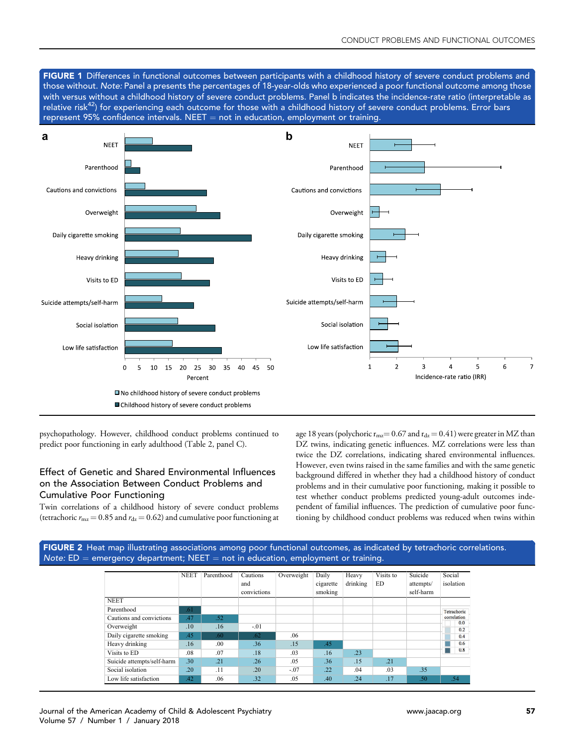**FIGURE 1** Differences in functional outcomes between participants with a childhood history of severe conduct problems and those without. *Note:* Panel a presents the percentages of 18-year-olds who experienced a poor functional outcome among those with versus without a childhood history of severe conduct problems. Panel b indicates the incidence-rate ratio (interpretable as relative risk[42]) for experiencing each outcome for those with a childhood history of severe conduct problems. Error bars represent 95% confidence intervals. NEET = not in education, employment or training.

psychopathology. However, childhood conduct problems continued to predict poor functioning in early adulthood (Table 2, panel C).

### Effect of Genetic and Shared Environmental Influences on the Association Between Conduct Problems and Cumulative Poor Functioning

Twin correlations of a childhood history of severe conduct problems (tetrachoric $r_{mz} = 0.85$ and $r_{dz} = 0.62$) and cumulative poor functioning at age 18 years (polychoric $r_{mz} = 0.67$ and $r_{dz} = 0.41$) were greater in MZ than DZ twins, indicating genetic influences. MZ correlations were less than twice the DZ correlations, indicating shared environmental influences. However, even twins raised in the same families and with the same genetic background differed in whether they had a childhood history of conduct problems and in their cumulative poor functioning, making it possible to test whether conduct problems predicted young-adult outcomes independent of familial influences. The prediction of cumulative poor functioning by childhood conduct problems was reduced when twins within

**FIGURE 2** Heat map illustrating associations among poor functional outcomes, as indicated by tetrachoric correlations. *Note:* ED = emergency department; NEET = not in education, employment or training.

| | NEET | Parenthood | Cautions and convictions | Overweight | Daily cigarette smoking | Heavy drinking | Visits to ED | Suicide attempts/self-harm | Social isolation |
|---|---|---|---|---|---|---|---|---|---|
| NEET | | | | | | | | | |
| Parenthood | .61 | | | | | | | | |
| Cautions and convictions | .47 | .52 | | | | | | | |
| Overweight | .10 | .16 | -.01 | | | | | | |
| Daily cigarette smoking | .45 | .60 | .62 | .06 | | | | | |
| Heavy drinking | .16 | .00 | .36 | .15 | .45 | | | | |
| Visits to ED | .08 | .07 | .18 | .03 | .16 | .23 | | | |
| Suicide attempts/self-harm | .30 | .21 | .26 | .05 | .36 | .15 | .21 | | |
| Social isolation | .20 | .11 | .20 | -.07 | .22 | .04 | .03 | .35 | |
| Low life satisfaction | .42 | .06 | .32 | .05 | .40 | .24 | .17 | .50 | .54 |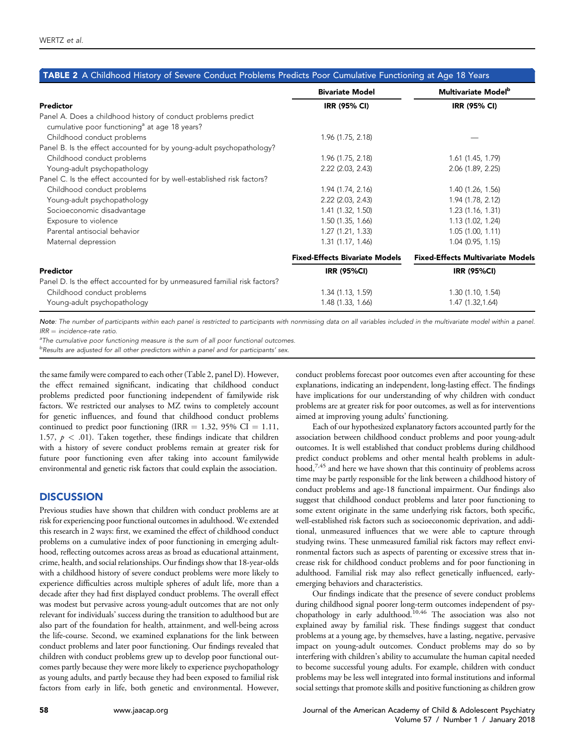**TABLE 2** A Childhood History of Severe Conduct Problems Predicts Poor Cumulative Functioning at Age 18 Years

| Predictor | Bivariate Model IRR (95% CI) | Multivariate Model[b] IRR (95% CI) |
|---|---|---|
| Panel A. Does a childhood history of conduct problems predict cumulative poor functioning[a] at age 18 years? | | |
| Childhood conduct problems | 1.96 (1.75, 2.18) | — |
| Panel B. Is the effect accounted for by young-adult psychopathology? | | |
| Childhood conduct problems | 1.96 (1.75, 2.18) | 1.61 (1.45, 1.79) |
| Young-adult psychopathology | 2.22 (2.03, 2.43) | 2.06 (1.89, 2.25) |
| Panel C. Is the effect accounted for by well-established risk factors? | | |
| Childhood conduct problems | 1.94 (1.74, 2.16) | 1.40 (1.26, 1.56) |
| Young-adult psychopathology | 2.22 (2.03, 2.43) | 1.94 (1.78, 2.12) |
| Socioeconomic disadvantage | 1.41 (1.32, 1.50) | 1.23 (1.16, 1.31) |
| Exposure to violence | 1.50 (1.35, 1.66) | 1.13 (1.02, 1.24) |
| Parental antisocial behavior | 1.27 (1.21, 1.33) | 1.05 (1.00, 1.11) |
| Maternal depression | 1.31 (1.17, 1.46) | 1.04 (0.95, 1.15) |
| **Predictor** | **Fixed-Effects Bivariate Models IRR (95%CI)** | **Fixed-Effects Multivariate Models IRR (95%CI)** |
| Panel D. Is the effect accounted for by unmeasured familial risk factors? | | |
| Childhood conduct problems | 1.34 (1.13, 1.59) | 1.30 (1.10, 1.54) |
| Young-adult psychopathology | 1.48 (1.33, 1.66) | 1.47 (1.32,1.64) |

*Note: The number of participants within each panel is restricted to participants with nonmissing data on all variables included in the multivariate model within a panel. IRR = incidence-rate ratio.*

[a]*The cumulative poor functioning measure is the sum of all poor functional outcomes.*

[b]*Results are adjusted for all other predictors within a panel and for participants' sex.*

the same family were compared to each other (Table 2, panel D). However, the effect remained significant, indicating that childhood conduct problems predicted poor functioning independent of familywide risk factors. We restricted our analyses to MZ twins to completely account for genetic influences, and found that childhood conduct problems continued to predict poor functioning (IRR = 1.32, 95% CI = 1.11, 1.57, $p < .01$). Taken together, these findings indicate that children with a history of severe conduct problems remain at greater risk for future poor functioning even after taking into account familywide environmental and genetic risk factors that could explain the association.

## DISCUSSION

Previous studies have shown that children with conduct problems are at risk for experiencing poor functional outcomes in adulthood. We extended this research in 2 ways: first, we examined the effect of childhood conduct problems on a cumulative index of poor functioning in emerging adulthood, reflecting outcomes across areas as broad as educational attainment, crime, health, and social relationships. Our findings show that 18-year-olds with a childhood history of severe conduct problems were more likely to experience difficulties across multiple spheres of adult life, more than a decade after they had first displayed conduct problems. The overall effect was modest but pervasive across young-adult outcomes that are not only relevant for individuals' success during the transition to adulthood but are also part of the foundation for health, attainment, and well-being across the life-course. Second, we examined explanations for the link between conduct problems and later poor functioning. Our findings revealed that children with conduct problems grew up to develop poor functional outcomes partly because they were more likely to experience psychopathology as young adults, and partly because they had been exposed to familial risk factors from early in life, both genetic and environmental. However, conduct problems forecast poor outcomes even after accounting for these explanations, indicating an independent, long-lasting effect. The findings have implications for our understanding of why children with conduct problems are at greater risk for poor outcomes, as well as for interventions aimed at improving young adults' functioning.

Each of our hypothesized explanatory factors accounted partly for the association between childhood conduct problems and poor young-adult outcomes. It is well established that conduct problems during childhood predict conduct problems and other mental health problems in adulthood,[7,45] and here we have shown that this continuity of problems across time may be partly responsible for the link between a childhood history of conduct problems and age-18 functional impairment. Our findings also suggest that childhood conduct problems and later poor functioning to some extent originate in the same underlying risk factors, both specific, well-established risk factors such as socioeconomic deprivation, and additional, unmeasured influences that we were able to capture through studying twins. These unmeasured familial risk factors may reflect environmental factors such as aspects of parenting or excessive stress that increase risk for childhood conduct problems and for poor functioning in adulthood. Familial risk may also reflect genetically influenced, early-emerging behaviors and characteristics.

Our findings indicate that the presence of severe conduct problems during childhood signal poorer long-term outcomes independent of psychopathology in early adulthood.[10,46] The association was also not explained away by familial risk. These findings suggest that conduct problems at a young age, by themselves, have a lasting, negative, pervasive impact on young-adult outcomes. Conduct problems may do so by interfering with children's ability to accumulate the human capital needed to become successful young adults. For example, children with conduct problems may be less well integrated into formal institutions and informal social settings that promote skills and positive functioning as children grow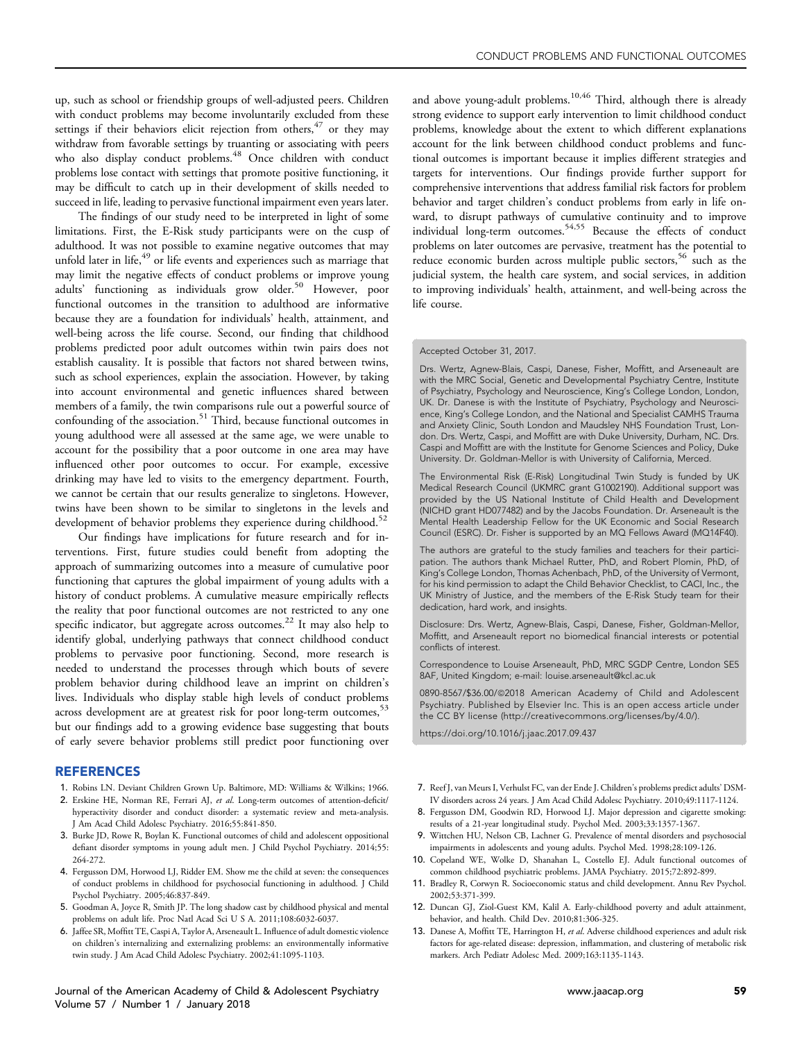up, such as school or friendship groups of well-adjusted peers. Children with conduct problems may become involuntarily excluded from these settings if their behaviors elicit rejection from others,[47] or they may withdraw from favorable settings by truanting or associating with peers who also display conduct problems.[48] Once children with conduct problems lose contact with settings that promote positive functioning, it may be difficult to catch up in their development of skills needed to succeed in life, leading to pervasive functional impairment even years later.

The findings of our study need to be interpreted in light of some limitations. First, the E-Risk study participants were on the cusp of adulthood. It was not possible to examine negative outcomes that may unfold later in life,[49] or life events and experiences such as marriage that may limit the negative effects of conduct problems or improve young adults' functioning as individuals grow older.[50] However, poor functional outcomes in the transition to adulthood are informative because they are a foundation for individuals' health, attainment, and well-being across the life course. Second, our finding that childhood problems predicted poor adult outcomes within twin pairs does not establish causality. It is possible that factors not shared between twins, such as school experiences, explain the association. However, by taking into account environmental and genetic influences shared between members of a family, the twin comparisons rule out a powerful source of confounding of the association.[51] Third, because functional outcomes in young adulthood were all assessed at the same age, we were unable to account for the possibility that a poor outcome in one area may have influenced other poor outcomes to occur. For example, excessive drinking may have led to visits to the emergency department. Fourth, we cannot be certain that our results generalize to singletons. However, twins have been shown to be similar to singletons in the levels and development of behavior problems they experience during childhood.[52]

Our findings have implications for future research and for interventions. First, future studies could benefit from adopting the approach of summarizing outcomes into a measure of cumulative poor functioning that captures the global impairment of young adults with a history of conduct problems. A cumulative measure empirically reflects the reality that poor functional outcomes are not restricted to any one specific indicator, but aggregate across outcomes.[22] It may also help to identify global, underlying pathways that connect childhood conduct problems to pervasive poor functioning. Second, more research is needed to understand the processes through which bouts of severe problem behavior during childhood leave an imprint on children's lives. Individuals who display stable high levels of conduct problems across development are at greatest risk for poor long-term outcomes,[53] but our findings add to a growing evidence base suggesting that bouts of early severe behavior problems still predict poor functioning over and above young-adult problems.[10,46] Third, although there is already strong evidence to support early intervention to limit childhood conduct problems, knowledge about the extent to which different explanations account for the link between childhood conduct problems and functional outcomes is important because it implies different strategies and targets for interventions. Our findings provide further support for comprehensive interventions that address familial risk factors for problem behavior and target children's conduct problems from early in life onward, to disrupt pathways of cumulative continuity and to improve individual long-term outcomes.[54,55] Because the effects of conduct problems on later outcomes are pervasive, treatment has the potential to reduce economic burden across multiple public sectors,[56] such as the judicial system, the health care system, and social services, in addition to improving individuals' health, attainment, and well-being across the life course.

Accepted October 31, 2017.

Drs. Wertz, Agnew-Blais, Caspi, Danese, Fisher, Moffitt, and Arseneault are with the MRC Social, Genetic and Developmental Psychiatry Centre, Institute of Psychiatry, Psychology and Neuroscience, King's College London, London, UK. Dr. Danese is with the Institute of Psychiatry, Psychology and Neuroscience, King's College London, and the National and Specialist CAMHS Trauma and Anxiety Clinic, South London and Maudsley NHS Foundation Trust, London. Drs. Wertz, Caspi, and Moffitt are with Duke University, Durham, NC. Drs. Caspi and Moffitt are with the Institute for Genome Sciences and Policy, Duke University. Dr. Goldman-Mellor is with University of California, Merced.

The Environmental Risk (E-Risk) Longitudinal Twin Study is funded by UK Medical Research Council (UKMRC grant G1002190). Additional support was provided by the US National Institute of Child Health and Development (NICHD grant HD077482) and by the Jacobs Foundation. Dr. Arseneault is the Mental Health Leadership Fellow for the UK Economic and Social Research Council (ESRC). Dr. Fisher is supported by an MQ Fellows Award (MQ14F40).

The authors are grateful to the study families and teachers for their participation. The authors thank Michael Rutter, PhD, and Robert Plomin, PhD, of King's College London, Thomas Achenbach, PhD, of the University of Vermont, for his kind permission to adapt the Child Behavior Checklist, to CACI, Inc., the UK Ministry of Justice, and the members of the E-Risk Study team for their dedication, hard work, and insights.

Disclosure: Drs. Wertz, Agnew-Blais, Caspi, Danese, Fisher, Goldman-Mellor, Moffitt, and Arseneault report no biomedical financial interests or potential conflicts of interest.

Correspondence to Louise Arseneault, PhD, MRC SGDP Centre, London SE5 8AF, United Kingdom; e-mail: louise.arseneault@kcl.ac.uk

0890-8567/$36.00/©2018 American Academy of Child and Adolescent Psychiatry. Published by Elsevier Inc. This is an open access article under the CC BY license (http://creativecommons.org/licenses/by/4.0/).

https://doi.org/10.1016/j.jaac.2017.09.437

## REFERENCES

1. Robins LN. Deviant Children Grown Up. Baltimore, MD: Williams & Wilkins; 1966.
2. Erskine HE, Norman RE, Ferrari AJ, *et al*. Long-term outcomes of attention-deficit/hyperactivity disorder and conduct disorder: a systematic review and meta-analysis. J Am Acad Child Adolesc Psychiatry. 2016;55:841-850.
3. Burke JD, Rowe R, Boylan K. Functional outcomes of child and adolescent oppositional defiant disorder symptoms in young adult men. J Child Psychol Psychiatry. 2014;55:264-272.
4. Fergusson DM, Horwood LJ, Ridder EM. Show me the child at seven: the consequences of conduct problems in childhood for psychosocial functioning in adulthood. J Child Psychol Psychiatry. 2005;46:837-849.
5. Goodman A, Joyce R, Smith JP. The long shadow cast by childhood physical and mental problems on adult life. Proc Natl Acad Sci U S A. 2011;108:6032-6037.
6. Jaffee SR, Moffitt TE, Caspi A, Taylor A, Arseneault L. Influence of adult domestic violence on children's internalizing and externalizing problems: an environmentally informative twin study. J Am Acad Child Adolesc Psychiatry. 2002;41:1095-1103.
7. Reef J, van Meurs I, Verhulst FC, van der Ende J. Children's problems predict adults' DSM-IV disorders across 24 years. J Am Acad Child Adolesc Psychiatry. 2010;49:1117-1124.
8. Fergusson DM, Goodwin RD, Horwood LJ. Major depression and cigarette smoking: results of a 21-year longitudinal study. Psychol Med. 2003;33:1357-1367.
9. Wittchen HU, Nelson CB, Lachner G. Prevalence of mental disorders and psychosocial impairments in adolescents and young adults. Psychol Med. 1998;28:109-126.
10. Copeland WE, Wolke D, Shanahan L, Costello EJ. Adult functional outcomes of common childhood psychiatric problems. JAMA Psychiatry. 2015;72:892-899.
11. Bradley R, Corwyn R. Socioeconomic status and child development. Annu Rev Psychol. 2002;53:371-399.
12. Duncan GJ, Ziol-Guest KM, Kalil A. Early-childhood poverty and adult attainment, behavior, and health. Child Dev. 2010;81:306-325.
13. Danese A, Moffitt TE, Harrington H, *et al*. Adverse childhood experiences and adult risk factors for age-related disease: depression, inflammation, and clustering of metabolic risk markers. Arch Pediatr Adolesc Med. 2009;163:1135-1143.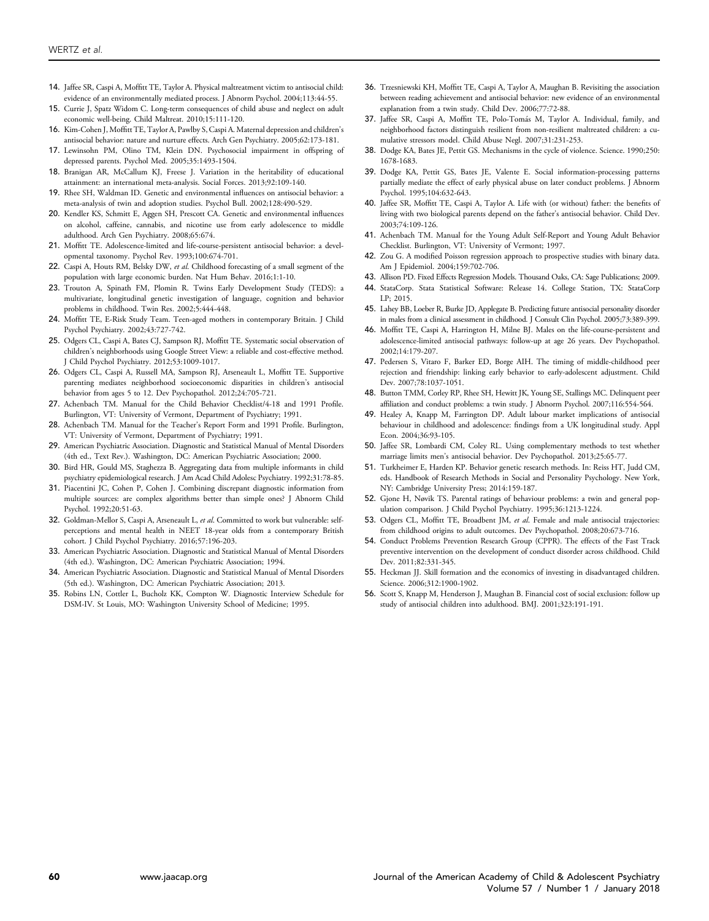14. Jaffee SR, Caspi A, Moffitt TE, Taylor A. Physical maltreatment victim to antisocial child: evidence of an environmentally mediated process. J Abnorm Psychol. 2004;113:44-55.
15. Currie J, Spatz Widom C. Long-term consequences of child abuse and neglect on adult economic well-being. Child Maltreat. 2010;15:111-120.
16. Kim-Cohen J, Moffitt TE, Taylor A, Pawlby S, Caspi A. Maternal depression and children's antisocial behavior: nature and nurture effects. Arch Gen Psychiatry. 2005;62:173-181.
17. Lewinsohn PM, Olino TM, Klein DN. Psychosocial impairment in offspring of depressed parents. Psychol Med. 2005;35:1493-1504.
18. Branigan AR, McCallum KJ, Freese J. Variation in the heritability of educational attainment: an international meta-analysis. Social Forces. 2013;92:109-140.
19. Rhee SH, Waldman ID. Genetic and environmental influences on antisocial behavior: a meta-analysis of twin and adoption studies. Psychol Bull. 2002;128:490-529.
20. Kendler KS, Schmitt E, Aggen SH, Prescott CA. Genetic and environmental influences on alcohol, caffeine, cannabis, and nicotine use from early adolescence to middle adulthood. Arch Gen Psychiatry. 2008;65:674.
21. Moffitt TE. Adolescence-limited and life-course-persistent antisocial behavior: a developmental taxonomy. Psychol Rev. 1993;100:674-701.
22. Caspi A, Houts RM, Belsky DW, *et al*. Childhood forecasting of a small segment of the population with large economic burden. Nat Hum Behav. 2016;1:1-10.
23. Trouton A, Spinath FM, Plomin R. Twins Early Development Study (TEDS): a multivariate, longitudinal genetic investigation of language, cognition and behavior problems in childhood. Twin Res. 2002;5:444-448.
24. Moffitt TE, E-Risk Study Team. Teen-aged mothers in contemporary Britain. J Child Psychol Psychiatry. 2002;43:727-742.
25. Odgers CL, Caspi A, Bates CJ, Sampson RJ, Moffitt TE. Systematic social observation of children's neighborhoods using Google Street View: a reliable and cost-effective method. J Child Psychol Psychiatry. 2012;53:1009-1017.
26. Odgers CL, Caspi A, Russell MA, Sampson RJ, Arseneault L, Moffitt TE. Supportive parenting mediates neighborhood socioeconomic disparities in children's antisocial behavior from ages 5 to 12. Dev Psychopathol. 2012;24:705-721.
27. Achenbach TM. Manual for the Child Behavior Checklist/4-18 and 1991 Profile. Burlington, VT: University of Vermont, Department of Psychiatry; 1991.
28. Achenbach TM. Manual for the Teacher's Report Form and 1991 Profile. Burlington, VT: University of Vermont, Department of Psychiatry; 1991.
29. American Psychiatric Association. Diagnostic and Statistical Manual of Mental Disorders (4th ed., Text Rev.). Washington, DC: American Psychiatric Association; 2000.
30. Bird HR, Gould MS, Staghezza B. Aggregating data from multiple informants in child psychiatry epidemiological research. J Am Acad Child Adolesc Psychiatry. 1992;31:78-85.
31. Piacentini JC, Cohen P, Cohen J. Combining discrepant diagnostic information from multiple sources: are complex algorithms better than simple ones? J Abnorm Child Psychol. 1992;20:51-63.
32. Goldman-Mellor S, Caspi A, Arseneault L, *et al*. Committed to work but vulnerable: self-perceptions and mental health in NEET 18-year olds from a contemporary British cohort. J Child Psychol Psychiatry. 2016;57:196-203.
33. American Psychiatric Association. Diagnostic and Statistical Manual of Mental Disorders (4th ed.). Washington, DC: American Psychiatric Association; 1994.
34. American Psychiatric Association. Diagnostic and Statistical Manual of Mental Disorders (5th ed.). Washington, DC: American Psychiatric Association; 2013.
35. Robins LN, Cottler L, Bucholz KK, Compton W. Diagnostic Interview Schedule for DSM-IV. St Louis, MO: Washington University School of Medicine; 1995.
36. Trzesniewski KH, Moffitt TE, Caspi A, Taylor A, Maughan B. Revisiting the association between reading achievement and antisocial behavior: new evidence of an environmental explanation from a twin study. Child Dev. 2006;77:72-88.
37. Jaffee SR, Caspi A, Moffitt TE, Polo-Tomás M, Taylor A. Individual, family, and neighborhood factors distinguish resilient from non-resilient maltreated children: a cumulative stressors model. Child Abuse Negl. 2007;31:231-253.
38. Dodge KA, Bates JE, Pettit GS. Mechanisms in the cycle of violence. Science. 1990;250:1678-1683.
39. Dodge KA, Pettit GS, Bates JE, Valente E. Social information-processing patterns partially mediate the effect of early physical abuse on later conduct problems. J Abnorm Psychol. 1995;104:632-643.
40. Jaffee SR, Moffitt TE, Caspi A, Taylor A. Life with (or without) father: the benefits of living with two biological parents depend on the father's antisocial behavior. Child Dev. 2003;74:109-126.
41. Achenbach TM. Manual for the Young Adult Self-Report and Young Adult Behavior Checklist. Burlington, VT: University of Vermont; 1997.
42. Zou G. A modified Poisson regression approach to prospective studies with binary data. Am J Epidemiol. 2004;159:702-706.
43. Allison PD. Fixed Effects Regression Models. Thousand Oaks, CA: Sage Publications; 2009.
44. StataCorp. Stata Statistical Software: Release 14. College Station, TX: StataCorp LP; 2015.
45. Lahey BB, Loeber R, Burke JD, Applegate B. Predicting future antisocial personality disorder in males from a clinical assessment in childhood. J Consult Clin Psychol. 2005;73:389-399.
46. Moffitt TE, Caspi A, Harrington H, Milne BJ. Males on the life-course-persistent and adolescence-limited antisocial pathways: follow-up at age 26 years. Dev Psychopathol. 2002;14:179-207.
47. Pedersen S, Vitaro F, Barker ED, Borge AIH. The timing of middle-childhood peer rejection and friendship: linking early behavior to early-adolescent adjustment. Child Dev. 2007;78:1037-1051.
48. Button TMM, Corley RP, Rhee SH, Hewitt JK, Young SE, Stallings MC. Delinquent peer affiliation and conduct problems: a twin study. J Abnorm Psychol. 2007;116:554-564.
49. Healey A, Knapp M, Farrington DP. Adult labour market implications of antisocial behaviour in childhood and adolescence: findings from a UK longitudinal study. Appl Econ. 2004;36:93-105.
50. Jaffee SR, Lombardi CM, Coley RL. Using complementary methods to test whether marriage limits men's antisocial behavior. Dev Psychopathol. 2013;25:65-77.
51. Turkheimer E, Harden KP. Behavior genetic research methods. In: Reiss HT, Judd CM, eds. Handbook of Research Methods in Social and Personality Psychology. New York, NY: Cambridge University Press; 2014:159-187.
52. Gjone H, Nøvik TS. Parental ratings of behaviour problems: a twin and general population comparison. J Child Psychol Psychiatry. 1995;36:1213-1224.
53. Odgers CL, Moffitt TE, Broadbent JM, *et al*. Female and male antisocial trajectories: from childhood origins to adult outcomes. Dev Psychopathol. 2008;20:673-716.
54. Conduct Problems Prevention Research Group (CPPR). The effects of the Fast Track preventive intervention on the development of conduct disorder across childhood. Child Dev. 2011;82:331-345.
55. Heckman JJ. Skill formation and the economics of investing in disadvantaged children. Science. 2006;312:1900-1902.
56. Scott S, Knapp M, Henderson J, Maughan B. Financial cost of social exclusion: follow up study of antisocial children into adulthood. BMJ. 2001;323:191-191.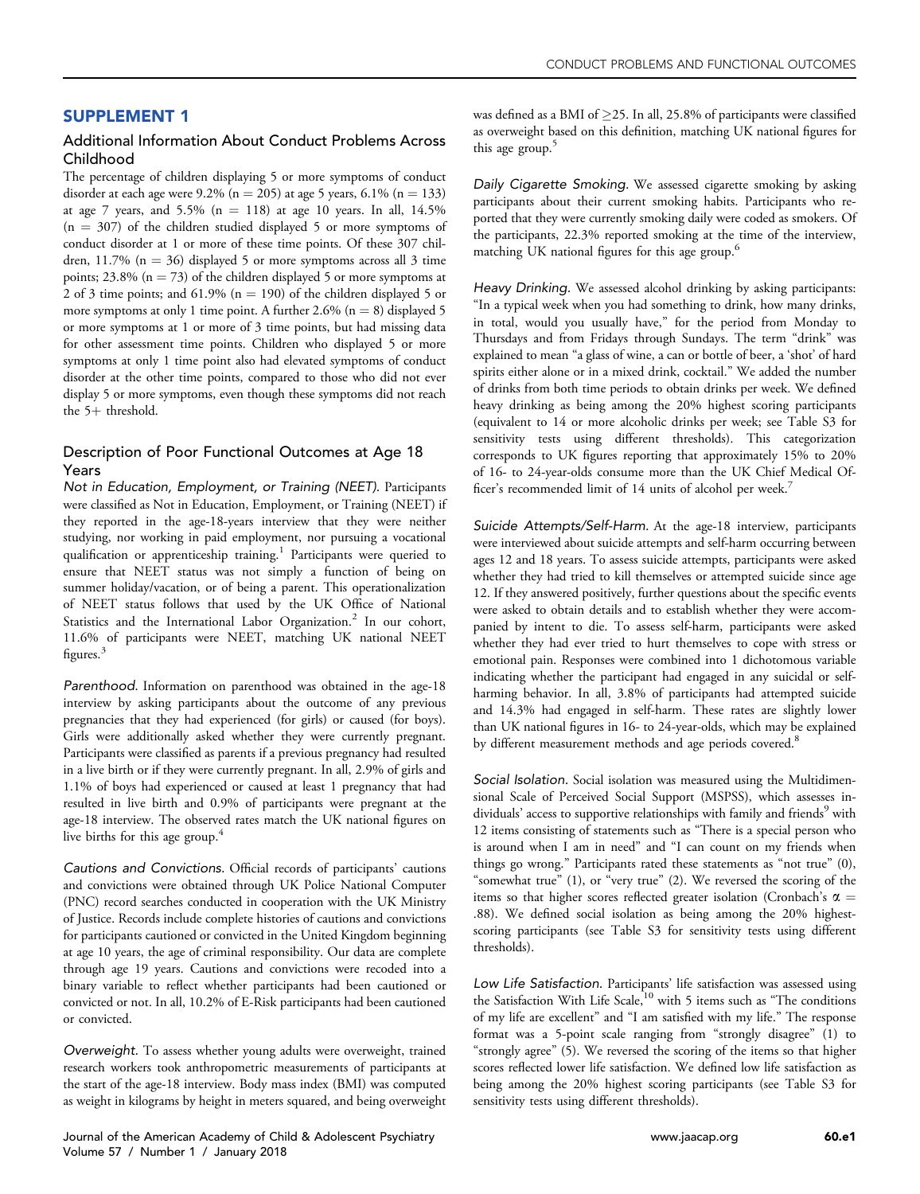## SUPPLEMENT 1

### Additional Information About Conduct Problems Across Childhood

The percentage of children displaying 5 or more symptoms of conduct disorder at each age were 9.2% (n = 205) at age 5 years, 6.1% (n = 133) at age 7 years, and 5.5% (n = 118) at age 10 years. In all, 14.5% (n = 307) of the children studied displayed 5 or more symptoms of conduct disorder at 1 or more of these time points. Of these 307 children, 11.7% (n = 36) displayed 5 or more symptoms across all 3 time points; 23.8% (n = 73) of the children displayed 5 or more symptoms at 2 of 3 time points; and 61.9% (n = 190) of the children displayed 5 or more symptoms at only 1 time point. A further 2.6% (n = 8) displayed 5 or more symptoms at 1 or more of 3 time points, but had missing data for other assessment time points. Children who displayed 5 or more symptoms at only 1 time point also had elevated symptoms of conduct disorder at the other time points, compared to those who did not ever display 5 or more symptoms, even though these symptoms did not reach the 5+ threshold.

### Description of Poor Functional Outcomes at Age 18 Years

*Not in Education, Employment, or Training (NEET).* Participants were classified as Not in Education, Employment, or Training (NEET) if they reported in the age-18-years interview that they were neither studying, nor working in paid employment, nor pursuing a vocational qualification or apprenticeship training.[1] Participants were queried to ensure that NEET status was not simply a function of being on summer holiday/vacation, or of being a parent. This operationalization of NEET status follows that used by the UK Office of National Statistics and the International Labor Organization.[2] In our cohort, 11.6% of participants were NEET, matching UK national NEET figures.[3]

*Parenthood.* Information on parenthood was obtained in the age-18 interview by asking participants about the outcome of any previous pregnancies that they had experienced (for girls) or caused (for boys). Girls were additionally asked whether they were currently pregnant. Participants were classified as parents if a previous pregnancy had resulted in a live birth or if they were currently pregnant. In all, 2.9% of girls and 1.1% of boys had experienced or caused at least 1 pregnancy that had resulted in live birth and 0.9% of participants were pregnant at the age-18 interview. The observed rates match the UK national figures on live births for this age group.[4]

*Cautions and Convictions.* Official records of participants' cautions and convictions were obtained through UK Police National Computer (PNC) record searches conducted in cooperation with the UK Ministry of Justice. Records include complete histories of cautions and convictions for participants cautioned or convicted in the United Kingdom beginning at age 10 years, the age of criminal responsibility. Our data are complete through age 19 years. Cautions and convictions were recoded into a binary variable to reflect whether participants had been cautioned or convicted or not. In all, 10.2% of E-Risk participants had been cautioned or convicted.

*Overweight.* To assess whether young adults were overweight, trained research workers took anthropometric measurements of participants at the start of the age-18 interview. Body mass index (BMI) was computed as weight in kilograms by height in meters squared, and being overweight was defined as a BMI of $\geq$25. In all, 25.8% of participants were classified as overweight based on this definition, matching UK national figures for this age group.[5]

*Daily Cigarette Smoking.* We assessed cigarette smoking by asking participants about their current smoking habits. Participants who reported that they were currently smoking daily were coded as smokers. Of the participants, 22.3% reported smoking at the time of the interview, matching UK national figures for this age group.[6]

*Heavy Drinking.* We assessed alcohol drinking by asking participants: "In a typical week when you had something to drink, how many drinks, in total, would you usually have," for the period from Monday to Thursdays and from Fridays through Sundays. The term "drink" was explained to mean "a glass of wine, a can or bottle of beer, a 'shot' of hard spirits either alone or in a mixed drink, cocktail." We added the number of drinks from both time periods to obtain drinks per week. We defined heavy drinking as being among the 20% highest scoring participants (equivalent to 14 or more alcoholic drinks per week; see Table S3 for sensitivity tests using different thresholds). This categorization corresponds to UK figures reporting that approximately 15% to 20% of 16- to 24-year-olds consume more than the UK Chief Medical Officer's recommended limit of 14 units of alcohol per week.[7]

*Suicide Attempts/Self-Harm.* At the age-18 interview, participants were interviewed about suicide attempts and self-harm occurring between ages 12 and 18 years. To assess suicide attempts, participants were asked whether they had tried to kill themselves or attempted suicide since age 12. If they answered positively, further questions about the specific events were asked to obtain details and to establish whether they were accompanied by intent to die. To assess self-harm, participants were asked whether they had ever tried to hurt themselves to cope with stress or emotional pain. Responses were combined into 1 dichotomous variable indicating whether the participant had engaged in any suicidal or self-harming behavior. In all, 3.8% of participants had attempted suicide and 14.3% had engaged in self-harm. These rates are slightly lower than UK national figures in 16- to 24-year-olds, which may be explained by different measurement methods and age periods covered.[8]

*Social Isolation.* Social isolation was measured using the Multidimensional Scale of Perceived Social Support (MSPSS), which assesses individuals' access to supportive relationships with family and friends[9] with 12 items consisting of statements such as "There is a special person who is around when I am in need" and "I can count on my friends when things go wrong." Participants rated these statements as "not true" (0), "somewhat true" (1), or "very true" (2). We reversed the scoring of the items so that higher scores reflected greater isolation (Cronbach's $\alpha$ = .88). We defined social isolation as being among the 20% highest-scoring participants (see Table S3 for sensitivity tests using different thresholds).

*Low Life Satisfaction.* Participants' life satisfaction was assessed using the Satisfaction With Life Scale,[10] with 5 items such as "The conditions of my life are excellent" and "I am satisfied with my life." The response format was a 5-point scale ranging from "strongly disagree" (1) to "strongly agree" (5). We reversed the scoring of the items so that higher scores reflected lower life satisfaction. We defined low life satisfaction as being among the 20% highest scoring participants (see Table S3 for sensitivity tests using different thresholds).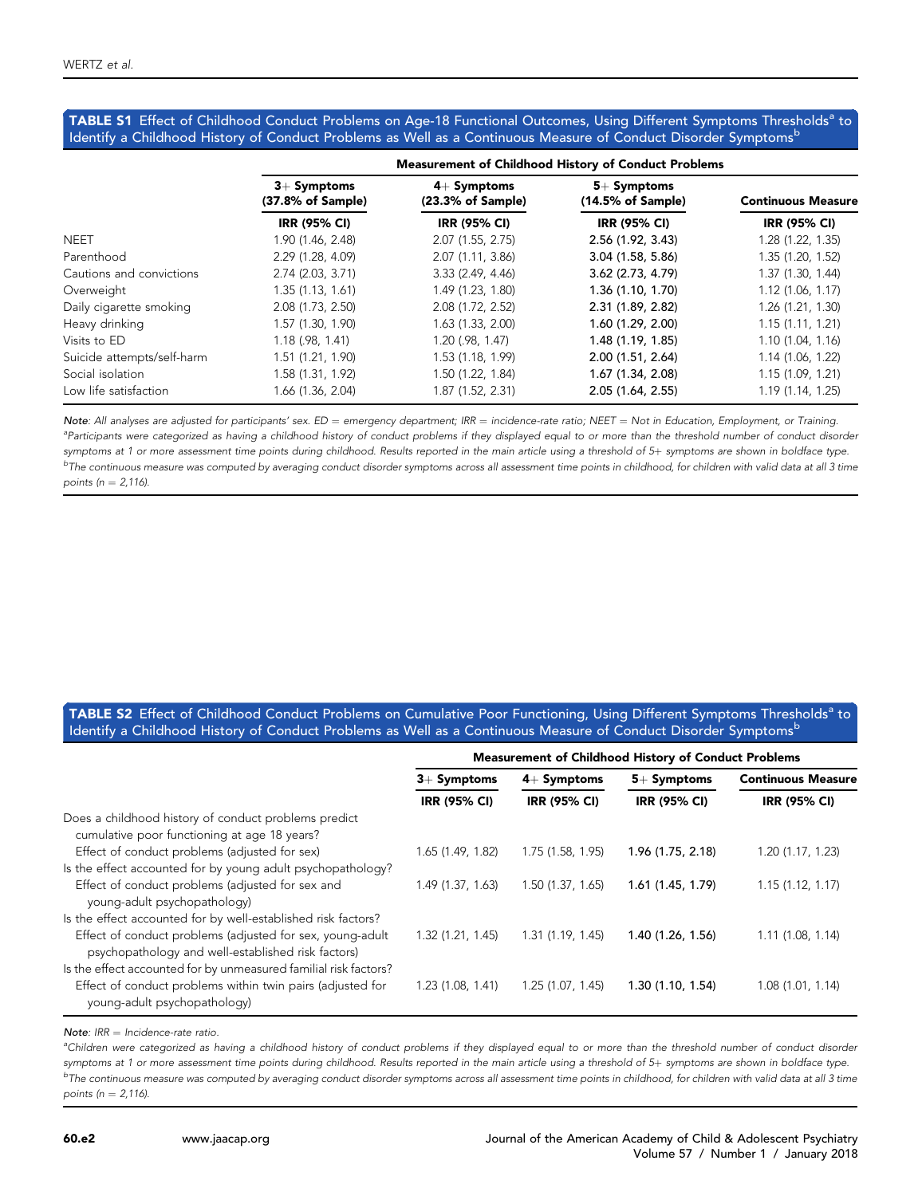**TABLE S1** Effect of Childhood Conduct Problems on Age-18 Functional Outcomes, Using Different Symptoms Thresholds[a] to Identify a Childhood History of Conduct Problems as Well as a Continuous Measure of Conduct Disorder Symptoms[b]

| | Measurement of Childhood History of Conduct Problems | | | |
|---|---|---|---|---|
| | 3+ Symptoms (37.8% of Sample) | 4+ Symptoms (23.3% of Sample) | 5+ Symptoms (14.5% of Sample) | Continuous Measure |
| | IRR (95% CI) | IRR (95% CI) | IRR (95% CI) | IRR (95% CI) |
| NEET | 1.90 (1.46, 2.48) | 2.07 (1.55, 2.75) | **2.56 (1.92, 3.43)** | 1.28 (1.22, 1.35) |
| Parenthood | 2.29 (1.28, 4.09) | 2.07 (1.11, 3.86) | **3.04 (1.58, 5.86)** | 1.35 (1.20, 1.52) |
| Cautions and convictions | 2.74 (2.03, 3.71) | 3.33 (2.49, 4.46) | **3.62 (2.73, 4.79)** | 1.37 (1.30, 1.44) |
| Overweight | 1.35 (1.13, 1.61) | 1.49 (1.23, 1.80) | **1.36 (1.10, 1.70)** | 1.12 (1.06, 1.17) |
| Daily cigarette smoking | 2.08 (1.73, 2.50) | 2.08 (1.72, 2.52) | **2.31 (1.89, 2.82)** | 1.26 (1.21, 1.30) |
| Heavy drinking | 1.57 (1.30, 1.90) | 1.63 (1.33, 2.00) | **1.60 (1.29, 2.00)** | 1.15 (1.11, 1.21) |
| Visits to ED | 1.18 (.98, 1.41) | 1.20 (.98, 1.47) | **1.48 (1.19, 1.85)** | 1.10 (1.04, 1.16) |
| Suicide attempts/self-harm | 1.51 (1.21, 1.90) | 1.53 (1.18, 1.99) | **2.00 (1.51, 2.64)** | 1.14 (1.06, 1.22) |
| Social isolation | 1.58 (1.31, 1.92) | 1.50 (1.22, 1.84) | **1.67 (1.34, 2.08)** | 1.15 (1.09, 1.21) |
| Low life satisfaction | 1.66 (1.36, 2.04) | 1.87 (1.52, 2.31) | **2.05 (1.64, 2.55)** | 1.19 (1.14, 1.25) |

*Note: All analyses are adjusted for participants' sex. ED = emergency department; IRR = incidence-rate ratio; NEET = Not in Education, Employment, or Training.*
[a]*Participants were categorized as having a childhood history of conduct problems if they displayed equal to or more than the threshold number of conduct disorder symptoms at 1 or more assessment time points during childhood. Results reported in the main article using a threshold of 5+ symptoms are shown in boldface type.*
[b]*The continuous measure was computed by averaging conduct disorder symptoms across all assessment time points in childhood, for children with valid data at all 3 time points (n = 2,116).*

**TABLE S2** Effect of Childhood Conduct Problems on Cumulative Poor Functioning, Using Different Symptoms Thresholds[a] to Identify a Childhood History of Conduct Problems as Well as a Continuous Measure of Conduct Disorder Symptoms[b]

| | Measurement of Childhood History of Conduct Problems | | | |
|---|---|---|---|---|
| | 3+ Symptoms | 4+ Symptoms | 5+ Symptoms | Continuous Measure |
| | IRR (95% CI) | IRR (95% CI) | IRR (95% CI) | IRR (95% CI) |
| Does a childhood history of conduct problems predict cumulative poor functioning at age 18 years? | | | | |
| Effect of conduct problems (adjusted for sex) | 1.65 (1.49, 1.82) | 1.75 (1.58, 1.95) | **1.96 (1.75, 2.18)** | 1.20 (1.17, 1.23) |
| Is the effect accounted for by young adult psychopathology? | | | | |
| Effect of conduct problems (adjusted for sex and young-adult psychopathology) | 1.49 (1.37, 1.63) | 1.50 (1.37, 1.65) | **1.61 (1.45, 1.79)** | 1.15 (1.12, 1.17) |
| Is the effect accounted for by well-established risk factors? | | | | |
| Effect of conduct problems (adjusted for sex, young-adult psychopathology and well-established risk factors) | 1.32 (1.21, 1.45) | 1.31 (1.19, 1.45) | **1.40 (1.26, 1.56)** | 1.11 (1.08, 1.14) |
| Is the effect accounted for by unmeasured familial risk factors? | | | | |
| Effect of conduct problems within twin pairs (adjusted for young-adult psychopathology) | 1.23 (1.08, 1.41) | 1.25 (1.07, 1.45) | **1.30 (1.10, 1.54)** | 1.08 (1.01, 1.14) |

*Note: IRR = Incidence-rate ratio.*
[a]*Children were categorized as having a childhood history of conduct problems if they displayed equal to or more than the threshold number of conduct disorder symptoms at 1 or more assessment time points during childhood. Results reported in the main article using a threshold of 5+ symptoms are shown in boldface type.*
[b]*The continuous measure was computed by averaging conduct disorder symptoms across all assessment time points in childhood, for children with valid data at all 3 time points (n = 2,116).*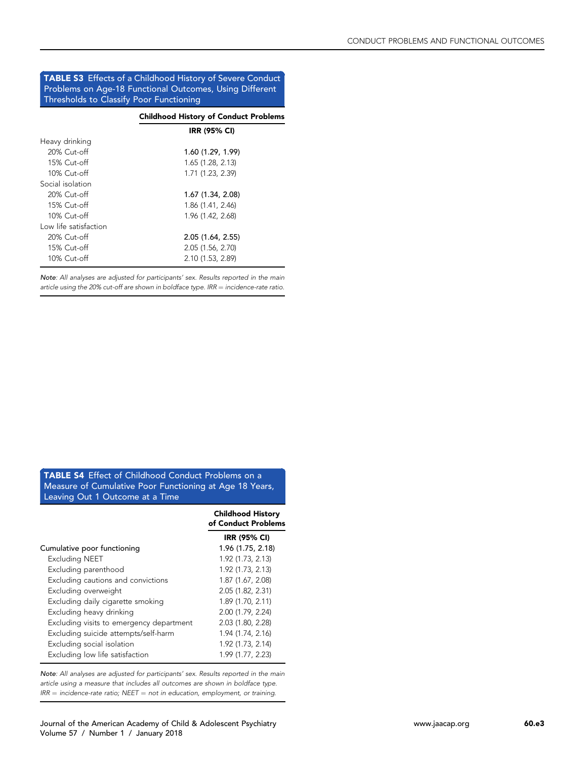**TABLE S3** Effects of a Childhood History of Severe Conduct Problems on Age-18 Functional Outcomes, Using Different Thresholds to Classify Poor Functioning

| | Childhood History of Conduct Problems |
|---|---|
| | IRR (95% CI) |
| Heavy drinking | |
| 20% Cut-off | **1.60 (1.29, 1.99)** |
| 15% Cut-off | 1.65 (1.28, 2.13) |
| 10% Cut-off | 1.71 (1.23, 2.39) |
| Social isolation | |
| 20% Cut-off | **1.67 (1.34, 2.08)** |
| 15% Cut-off | 1.86 (1.41, 2.46) |
| 10% Cut-off | 1.96 (1.42, 2.68) |
| Low life satisfaction | |
| 20% Cut-off | **2.05 (1.64, 2.55)** |
| 15% Cut-off | 2.05 (1.56, 2.70) |
| 10% Cut-off | 2.10 (1.53, 2.89) |

*Note: All analyses are adjusted for participants' sex. Results reported in the main article using the 20% cut-off are shown in boldface type. IRR = incidence-rate ratio.*

**TABLE S4** Effect of Childhood Conduct Problems on a Measure of Cumulative Poor Functioning at Age 18 Years, Leaving Out 1 Outcome at a Time

| | Childhood History of Conduct Problems |
|---|---|
| | IRR (95% CI) |
| Cumulative poor functioning | **1.96 (1.75, 2.18)** |
| Excluding NEET | 1.92 (1.73, 2.13) |
| Excluding parenthood | 1.92 (1.73, 2.13) |
| Excluding cautions and convictions | 1.87 (1.67, 2.08) |
| Excluding overweight | 2.05 (1.82, 2.31) |
| Excluding daily cigarette smoking | 1.89 (1.70, 2.11) |
| Excluding heavy drinking | 2.00 (1.79, 2.24) |
| Excluding visits to emergency department | 2.03 (1.80, 2.28) |
| Excluding suicide attempts/self-harm | 1.94 (1.74, 2.16) |
| Excluding social isolation | 1.92 (1.73, 2.14) |
| Excluding low life satisfaction | 1.99 (1.77, 2.23) |

*Note: All analyses are adjusted for participants' sex. Results reported in the main article using a measure that includes all outcomes are shown in boldface type. IRR = incidence-rate ratio; NEET = not in education, employment, or training.*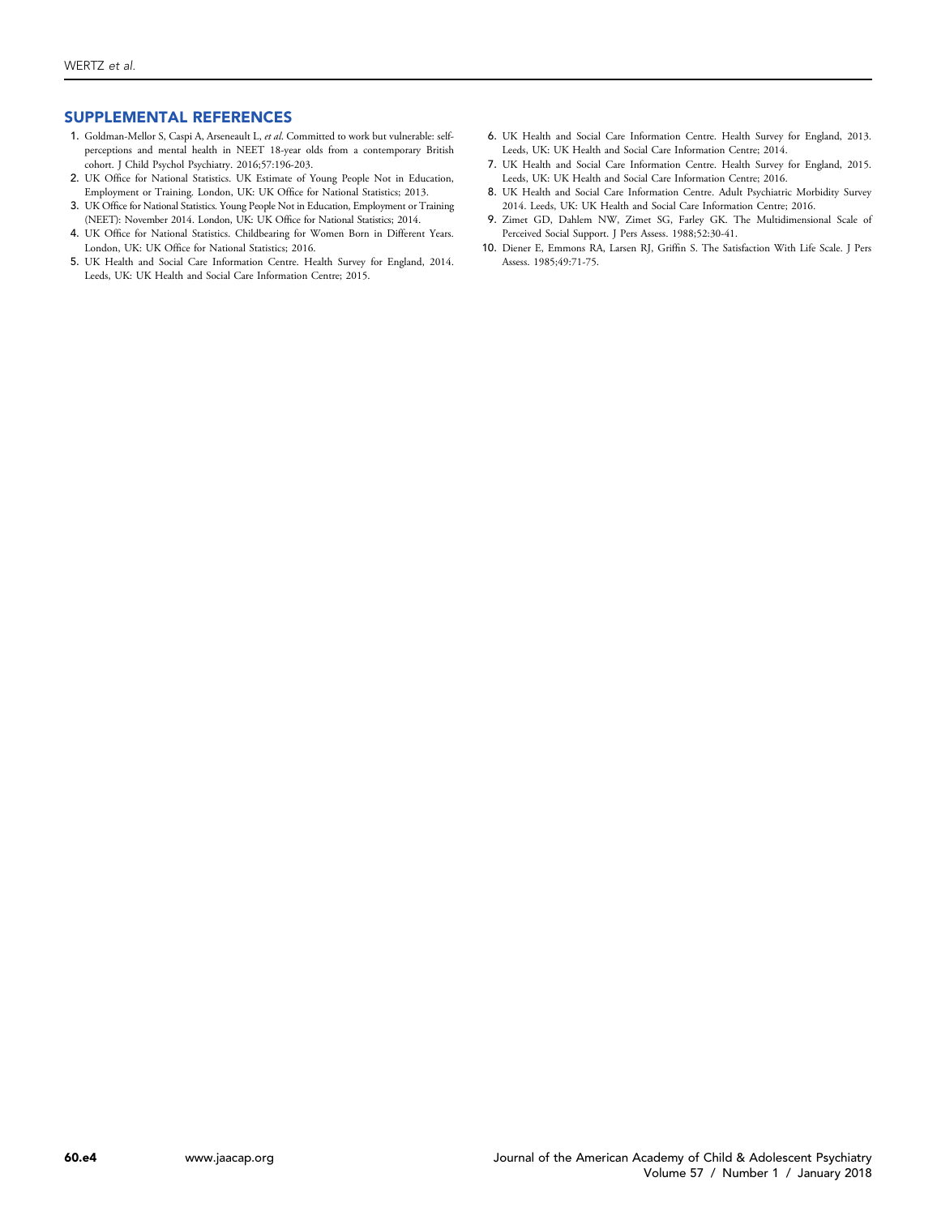## SUPPLEMENTAL REFERENCES

1. Goldman-Mellor S, Caspi A, Arseneault L, *et al*. Committed to work but vulnerable: self-perceptions and mental health in NEET 18-year olds from a contemporary British cohort. J Child Psychol Psychiatry. 2016;57:196-203.
2. UK Office for National Statistics. UK Estimate of Young People Not in Education, Employment or Training. London, UK: UK Office for National Statistics; 2013.
3. UK Office for National Statistics. Young People Not in Education, Employment or Training (NEET): November 2014. London, UK: UK Office for National Statistics; 2014.
4. UK Office for National Statistics. Childbearing for Women Born in Different Years. London, UK: UK Office for National Statistics; 2016.
5. UK Health and Social Care Information Centre. Health Survey for England, 2014. Leeds, UK: UK Health and Social Care Information Centre; 2015.
6. UK Health and Social Care Information Centre. Health Survey for England, 2013. Leeds, UK: UK Health and Social Care Information Centre; 2014.
7. UK Health and Social Care Information Centre. Health Survey for England, 2015. Leeds, UK: UK Health and Social Care Information Centre; 2016.
8. UK Health and Social Care Information Centre. Adult Psychiatric Morbidity Survey 2014. Leeds, UK: UK Health and Social Care Information Centre; 2016.
9. Zimet GD, Dahlem NW, Zimet SG, Farley GK. The Multidimensional Scale of Perceived Social Support. J Pers Assess. 1988;52:30-41.
10. Diener E, Emmons RA, Larsen RJ, Griffin S. The Satisfaction With Life Scale. J Pers Assess. 1985;49:71-75.